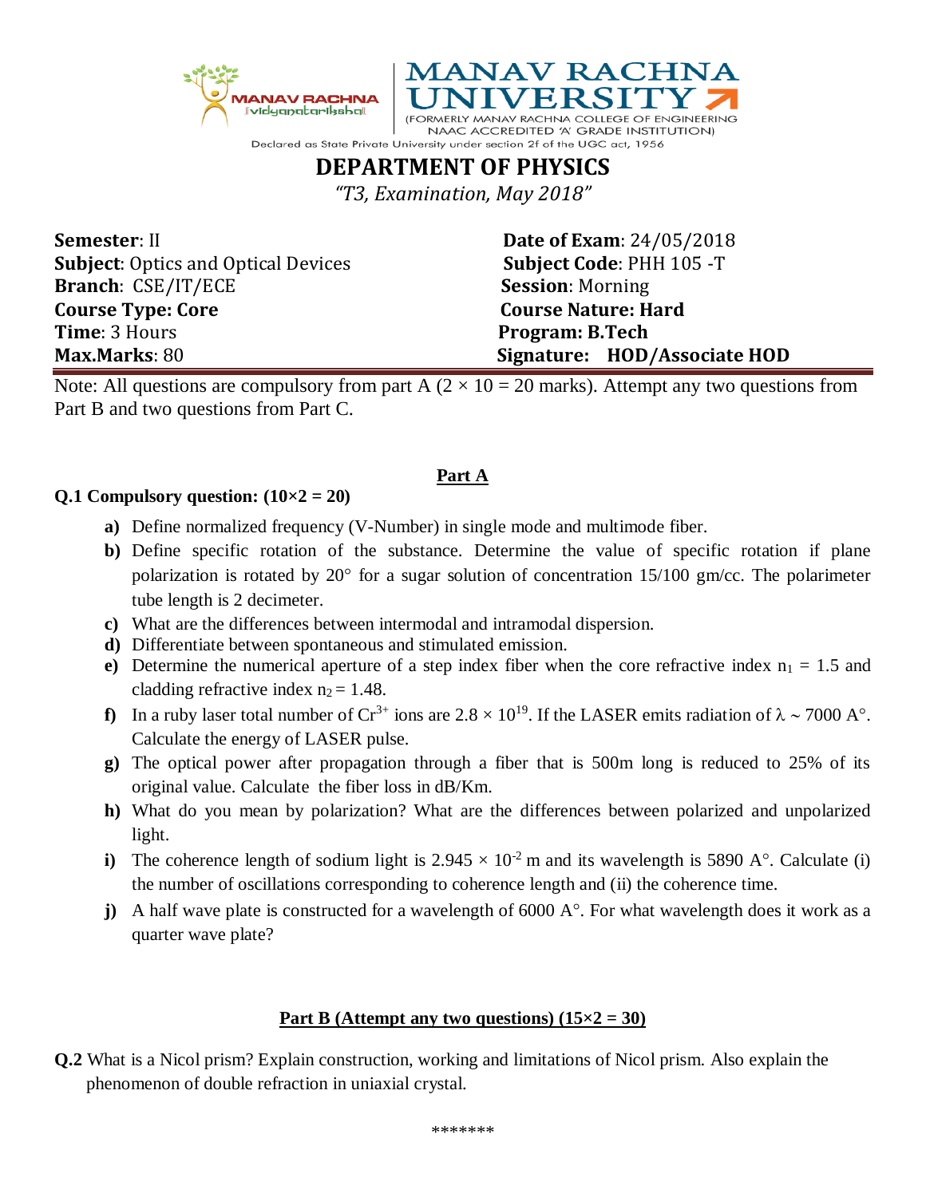MANAV RACHNA UNIVERSITY
(FORMERLY MANAV RACHNA COLLEGE OF ENGINEERING
NAAC ACCREDITED 'A' GRADE INSTITUTION)
Declared as State Private University under section 2f of the UGC act, 1956

# DEPARTMENT OF PHYSICS

*"T3, Examination, May 2018"*

**Semester**: II | **Date of Exam**: 24/05/2018
**Subject**: Optics and Optical Devices | **Subject Code**: PHH 105 -T
**Branch**: CSE/IT/ECE | **Session**: Morning
**Course Type: Core** | **Course Nature: Hard**
**Time**: 3 Hours | **Program: B.Tech**
**Max.Marks**: 80 | **Signature: HOD/Associate HOD**

Note: All questions are compulsory from part A ($2 \times 10 = 20$ marks). Attempt any two questions from Part B and two questions from Part C.

## Part A

**Q.1 Compulsory question: (10×2 = 20)**

**a)** Define normalized frequency (V-Number) in single mode and multimode fiber.

**b)** Define specific rotation of the substance. Determine the value of specific rotation if plane polarization is rotated by 20° for a sugar solution of concentration 15/100 gm/cc. The polarimeter tube length is 2 decimeter.

**c)** What are the differences between intermodal and intramodal dispersion.

**d)** Differentiate between spontaneous and stimulated emission.

**e)** Determine the numerical aperture of a step index fiber when the core refractive index $n_1 = 1.5$ and cladding refractive index $n_2 = 1.48$.

**f)** In a ruby laser total number of $Cr^{3+}$ ions are $2.8 \times 10^{19}$. If the LASER emits radiation of $\lambda \sim 7000$ A°. Calculate the energy of LASER pulse.

**g)** The optical power after propagation through a fiber that is 500m long is reduced to 25% of its original value. Calculate the fiber loss in dB/Km.

**h)** What do you mean by polarization? What are the differences between polarized and unpolarized light.

**i)** The coherence length of sodium light is $2.945 \times 10^{-2}$ m and its wavelength is 5890 A°. Calculate (i) the number of oscillations corresponding to coherence length and (ii) the coherence time.

**j)** A half wave plate is constructed for a wavelength of 6000 A°. For what wavelength does it work as a quarter wave plate?

## Part B (Attempt any two questions) (15×2 = 30)

**Q.2** What is a Nicol prism? Explain construction, working and limitations of Nicol prism. Also explain the phenomenon of double refraction in uniaxial crystal.

*******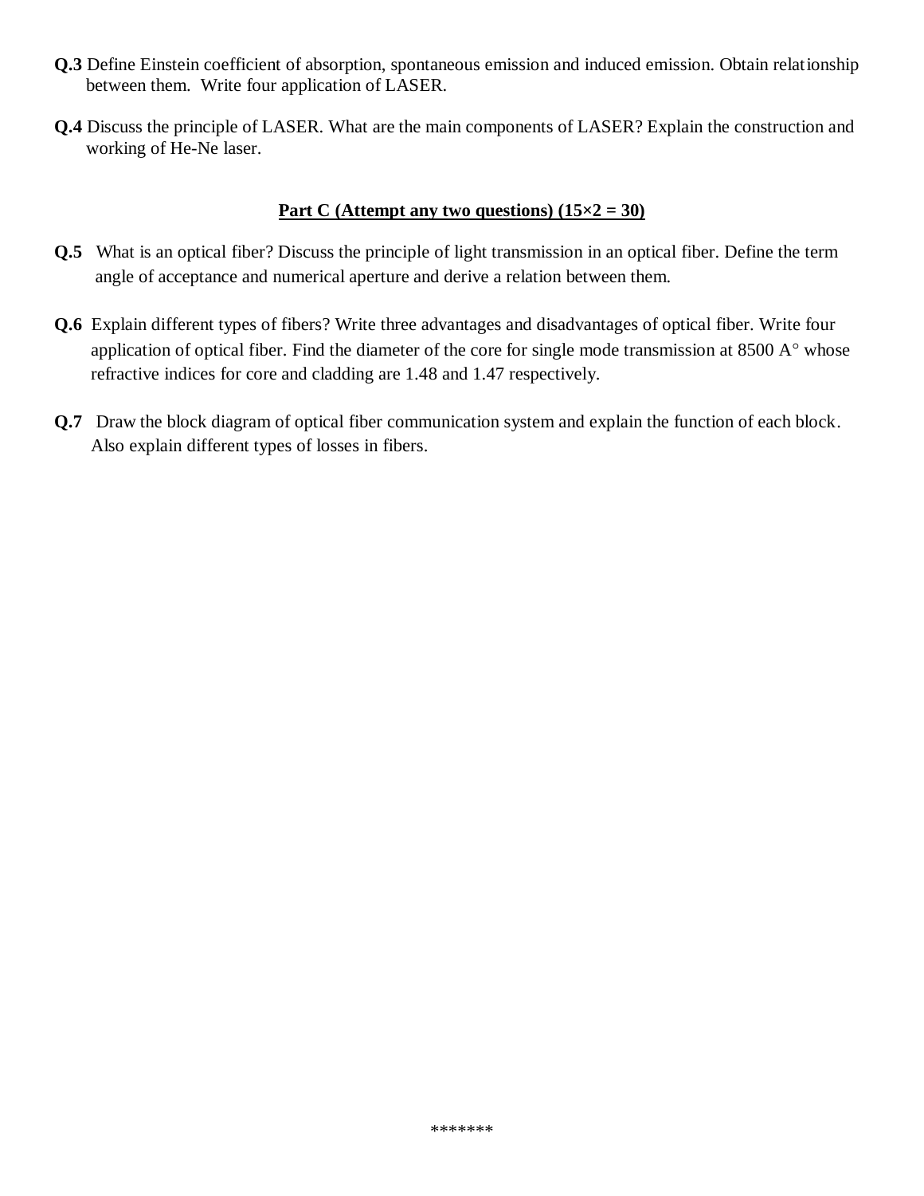**Q.3** Define Einstein coefficient of absorption, spontaneous emission and induced emission. Obtain relationship between them. Write four application of LASER.

**Q.4** Discuss the principle of LASER. What are the main components of LASER? Explain the construction and working of He-Ne laser.

## Part C (Attempt any two questions) (15×2 = 30)

**Q.5** What is an optical fiber? Discuss the principle of light transmission in an optical fiber. Define the term angle of acceptance and numerical aperture and derive a relation between them.

**Q.6** Explain different types of fibers? Write three advantages and disadvantages of optical fiber. Write four application of optical fiber. Find the diameter of the core for single mode transmission at 8500 A° whose refractive indices for core and cladding are 1.48 and 1.47 respectively.

**Q.7** Draw the block diagram of optical fiber communication system and explain the function of each block. Also explain different types of losses in fibers.

*******